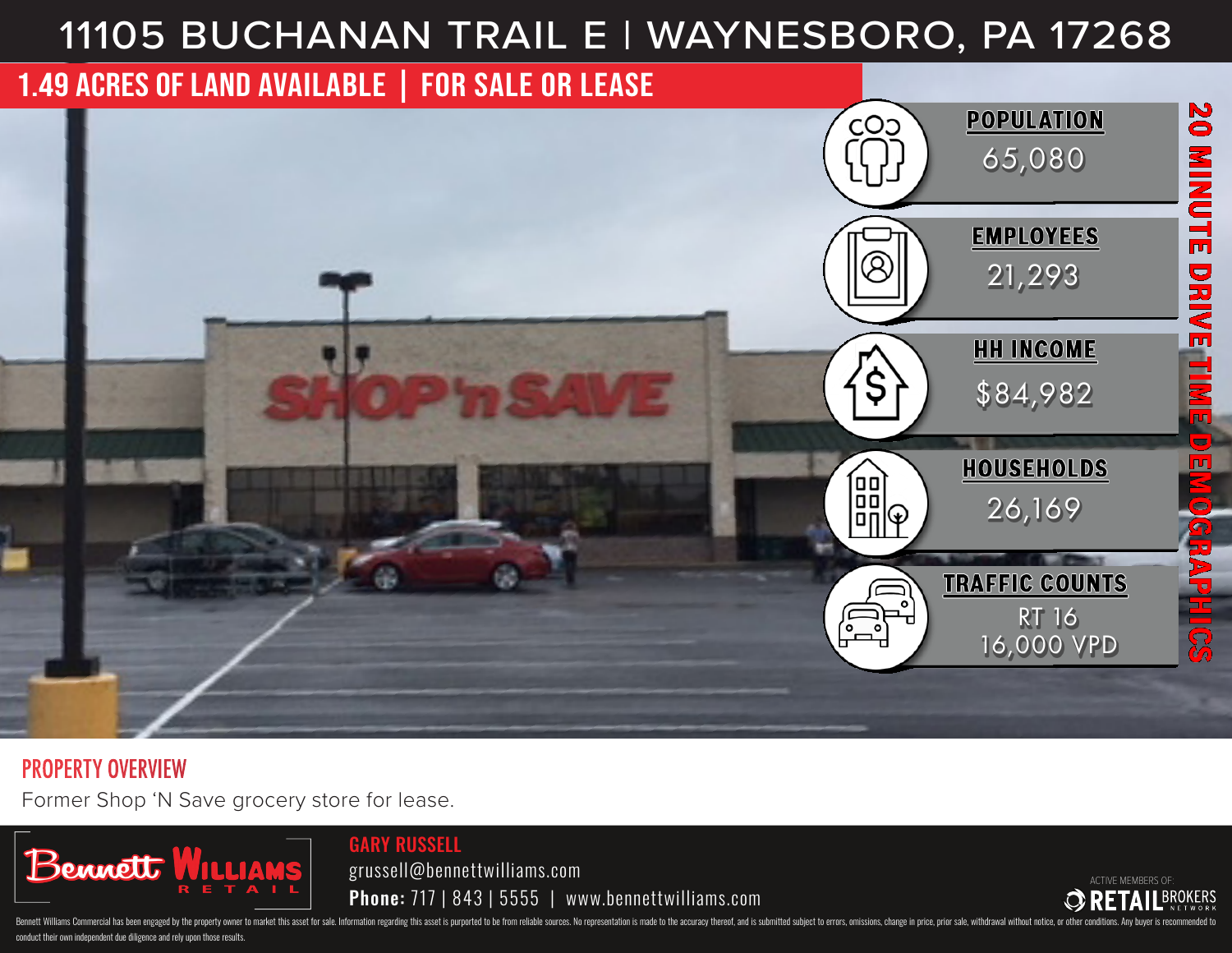# 11105 BUCHANAN TRAIL E | WAYNESBORO, PA 17268

## 1.49 ACRES OF LAND AVAILABLE | FOR SALE OR LEASE

**20 MINUTE DRIVE TIME DEMOGRAPHICS**

| | |
|---|---|
| **POPULATION** | 65,080 |
| **EMPLOYEES** | 21,293 |
| **HH INCOME** | $84,982 |
| **HOUSEHOLDS** | 26,169 |
| **TRAFFIC COUNTS** | RT 16 16,000 VPD |

## PROPERTY OVERVIEW

Former Shop 'N Save grocery store for lease.

**GARY RUSSELL**
grussell@bennettwilliams.com
**Phone:** 717 | 843 | 5555 | www.bennettwilliams.com

Bennett Williams Retail

ACTIVE MEMBERS OF: RETAIL BROKERS NETWORK

Bennett Williams Commercial has been engaged by the property owner to market this asset for sale. Information regarding this asset is purported to be from reliable sources. No representation is made to the accuracy thereof, and is submitted subject to errors, omissions, change in price, prior sale, withdrawal without notice, or other conditions. Any buyer is recommended to conduct their own independent due diligence and rely upon those results.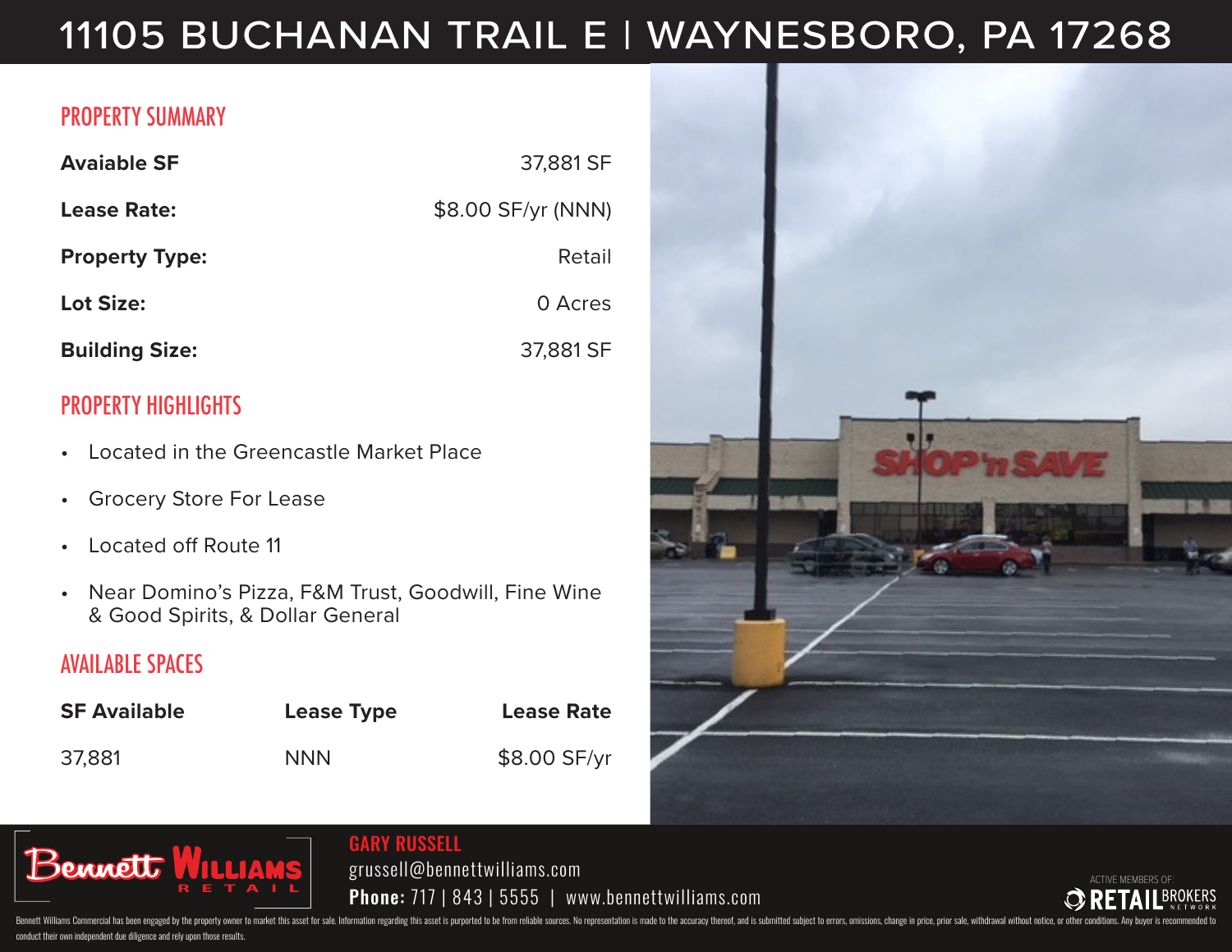# 11105 BUCHANAN TRAIL E | WAYNESBORO, PA 17268

## PROPERTY SUMMARY

| | |
|---|---|
| **Avaiable SF** | 37,881 SF |
| **Lease Rate:** | $8.00 SF/yr (NNN) |
| **Property Type:** | Retail |
| **Lot Size:** | 0 Acres |
| **Building Size:** | 37,881 SF |

## PROPERTY HIGHLIGHTS

- Located in the Greencastle Market Place
- Grocery Store For Lease
- Located off Route 11
- Near Domino's Pizza, F&M Trust, Goodwill, Fine Wine & Good Spirits, & Dollar General

## AVAILABLE SPACES

| SF Available | Lease Type | Lease Rate |
|---|---|---|
| 37,881 | NNN | $8.00 SF/yr |

Bennett Williams RETAIL

**GARY RUSSELL**
grussell@bennettwilliams.com
**Phone:** 717 | 843 | 5555 | www.bennettwilliams.com

ACTIVE MEMBERS OF: RETAIL BROKERS NETWORK

Bennett Williams Commercial has been engaged by the property owner to market this asset for sale. Information regarding this asset is purported to be from reliable sources. No representation is made to the accuracy thereof, and is submitted subject to errors, omissions, change in price, prior sale, withdrawal without notice, or other conditions. Any buyer is recommended to conduct their own independent due diligence and rely upon those results.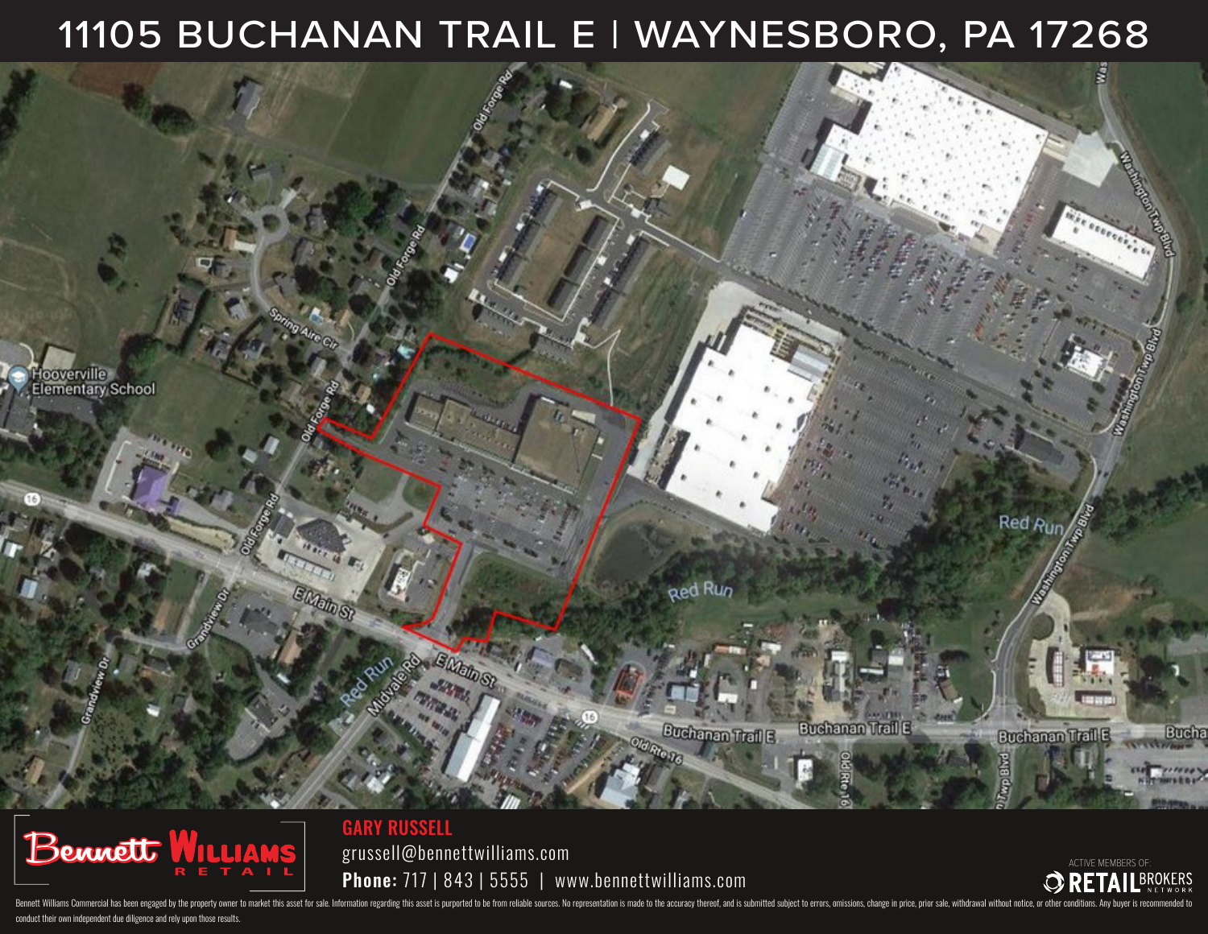# 11105 BUCHANAN TRAIL E | WAYNESBORO, PA 17268

Hooverville Elementary School

Spring Aire Cir

Old Forge Rd

Old Forge Rd

Old Forge Rd

Old Forge Rd

Washington Twp Blvd

Washington Twp Blvd

Washington Twp Blvd

Red Run

Red Run

Red Run

E Main St

E Main St

Midvale Rd

Grandview Dr

Grandview Dr

Buchanan Trail E

Buchanan Trail E

Buchanan Trail E

Old Rte 16

Old Rte 16

16

16

Bennett Williams RETAIL

**GARY RUSSELL**

grussell@bennettwilliams.com

**Phone:** 717 | 843 | 5555 | www.bennettwilliams.com

ACTIVE MEMBERS OF: RETAIL BROKERS NETWORK

Bennett Williams Commercial has been engaged by the property owner to market this asset for sale. Information regarding this asset is purported to be from reliable sources. No representation is made to the accuracy thereof, and is submitted subject to errors, omissions, change in price, prior sale, withdrawal without notice, or other conditions. Any buyer is recommended to conduct their own independent due diligence and rely upon those results.